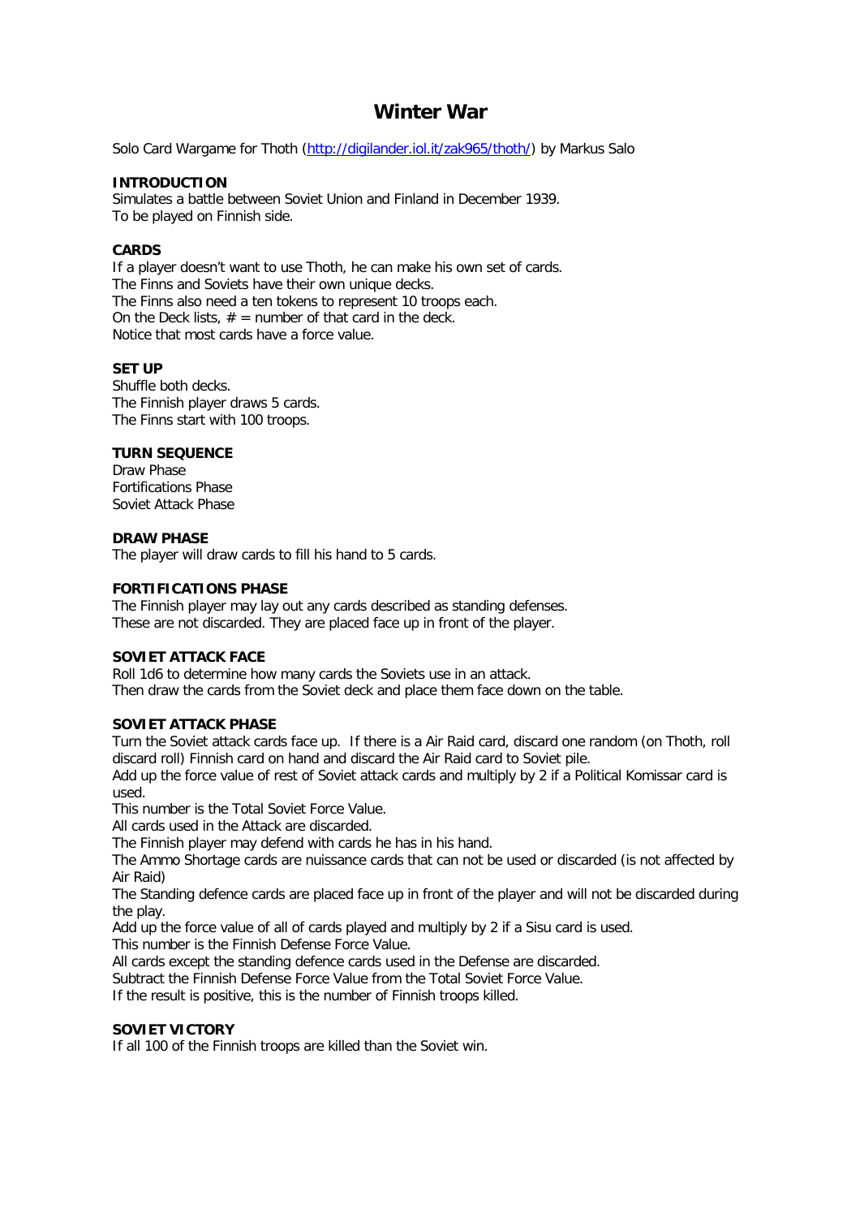# Winter War

Solo Card Wargame for Thoth (http://digilander.iol.it/zak965/thoth/) by Markus Salo

**INTRODUCTION**
Simulates a battle between Soviet Union and Finland in December 1939.
To be played on Finnish side.

**CARDS**
If a player doesn't want to use Thoth, he can make his own set of cards.
The Finns and Soviets have their own unique decks.
The Finns also need a ten tokens to represent 10 troops each.
On the Deck lists, # = number of that card in the deck.
Notice that most cards have a force value.

**SET UP**
Shuffle both decks.
The Finnish player draws 5 cards.
The Finns start with 100 troops.

**TURN SEQUENCE**
Draw Phase
Fortifications Phase
Soviet Attack Phase

**DRAW PHASE**
The player will draw cards to fill his hand to 5 cards.

**FORTIFICATIONS PHASE**
The Finnish player may lay out any cards described as standing defenses.
These are not discarded. They are placed face up in front of the player.

**SOVIET ATTACK FACE**
Roll 1d6 to determine how many cards the Soviets use in an attack.
Then draw the cards from the Soviet deck and place them face down on the table.

**SOVIET ATTACK PHASE**
Turn the Soviet attack cards face up. If there is a Air Raid card, discard one random (on Thoth, roll discard roll) Finnish card on hand and discard the Air Raid card to Soviet pile.
Add up the force value of rest of Soviet attack cards and multiply by 2 if a Political Komissar card is used.
This number is the Total Soviet Force Value.
All cards used in the Attack are discarded.
The Finnish player may defend with cards he has in his hand.
The Ammo Shortage cards are nuissance cards that can not be used or discarded (is not affected by Air Raid)
The Standing defence cards are placed face up in front of the player and will not be discarded during the play.
Add up the force value of all of cards played and multiply by 2 if a Sisu card is used.
This number is the Finnish Defense Force Value.
All cards except the standing defence cards used in the Defense are discarded.
Subtract the Finnish Defense Force Value from the Total Soviet Force Value.
If the result is positive, this is the number of Finnish troops killed.

**SOVIET VICTORY**
If all 100 of the Finnish troops are killed than the Soviet win.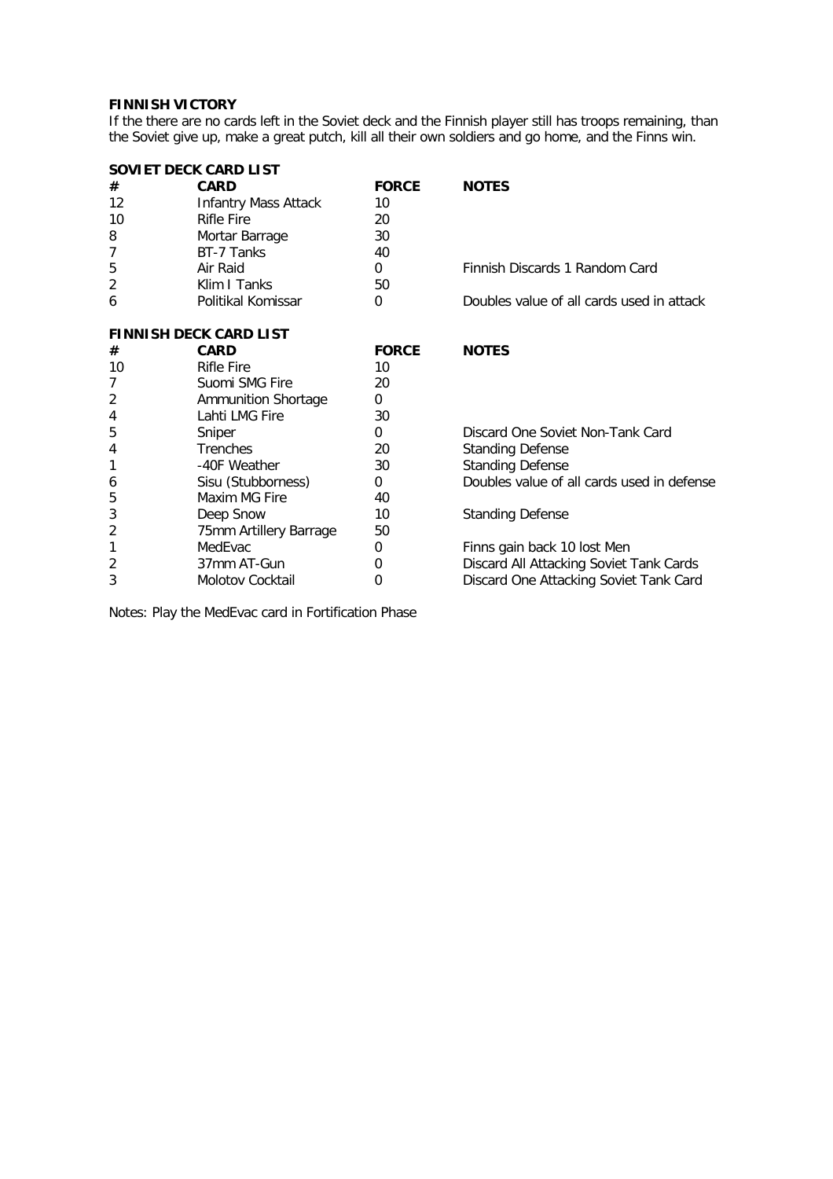**FINNISH VICTORY**

If the there are no cards left in the Soviet deck and the Finnish player still has troops remaining, than the Soviet give up, make a great putch, kill all their own soldiers and go home, and the Finns win.

**SOVIET DECK CARD LIST**

| # | CARD | FORCE | NOTES |
|---|---|---|---|
| 12 | Infantry Mass Attack | 10 | |
| 10 | Rifle Fire | 20 | |
| 8 | Mortar Barrage | 30 | |
| 7 | BT-7 Tanks | 40 | |
| 5 | Air Raid | 0 | Finnish Discards 1 Random Card |
| 2 | Klim I Tanks | 50 | |
| 6 | Politikal Komissar | 0 | Doubles value of all cards used in attack |

**FINNISH DECK CARD LIST**

| # | CARD | FORCE | NOTES |
|---|---|---|---|
| 10 | Rifle Fire | 10 | |
| 7 | Suomi SMG Fire | 20 | |
| 2 | Ammunition Shortage | 0 | |
| 4 | Lahti LMG Fire | 30 | |
| 5 | Sniper | 0 | Discard One Soviet Non-Tank Card |
| 4 | Trenches | 20 | Standing Defense |
| 1 | -40F Weather | 30 | Standing Defense |
| 6 | Sisu (Stubborness) | 0 | Doubles value of all cards used in defense |
| 5 | Maxim MG Fire | 40 | |
| 3 | Deep Snow | 10 | Standing Defense |
| 2 | 75mm Artillery Barrage | 50 | |
| 1 | MedEvac | 0 | Finns gain back 10 lost Men |
| 2 | 37mm AT-Gun | 0 | Discard All Attacking Soviet Tank Cards |
| 3 | Molotov Cocktail | 0 | Discard One Attacking Soviet Tank Card |

Notes: Play the MedEvac card in Fortification Phase